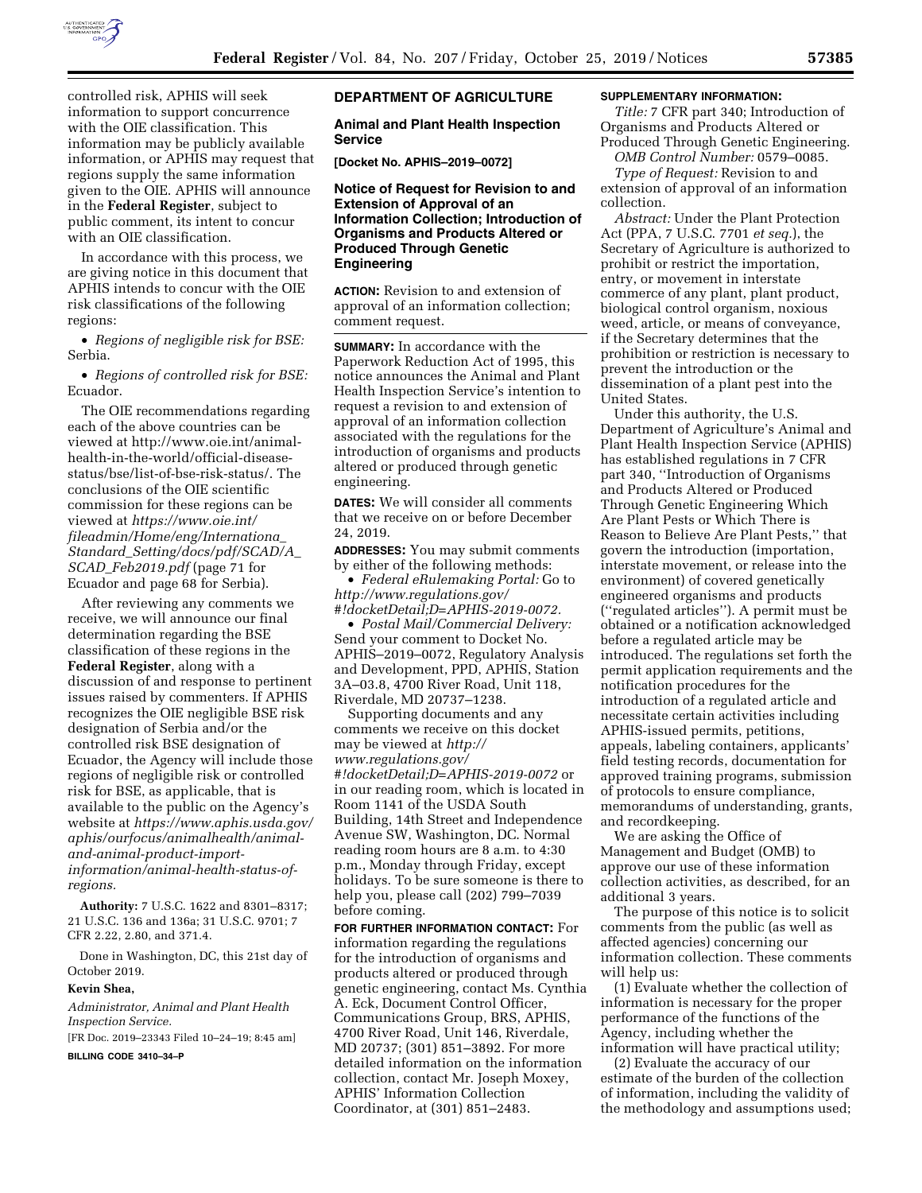controlled risk, APHIS will seek information to support concurrence with the OIE classification. This information may be publicly available information, or APHIS may request that regions supply the same information given to the OIE. APHIS will announce in the **Federal Register**, subject to public comment, its intent to concur with an OIE classification.

In accordance with this process, we are giving notice in this document that APHIS intends to concur with the OIE risk classifications of the following regions:

- *Regions of negligible risk for BSE:* Serbia.
- *Regions of controlled risk for BSE:* Ecuador.

The OIE recommendations regarding each of the above countries can be viewed at http://www.oie.int/animal-health-in-the-world/official-disease-status/bse/list-of-bse-risk-status/. The conclusions of the OIE scientific commission for these regions can be viewed at *https://www.oie.int/fileadmin/Home/eng/Internationa_Standard_Setting/docs/pdf/SCAD/A_SCAD_Feb2019.pdf* (page 71 for Ecuador and page 68 for Serbia).

After reviewing any comments we receive, we will announce our final determination regarding the BSE classification of these regions in the **Federal Register**, along with a discussion of and response to pertinent issues raised by commenters. If APHIS recognizes the OIE negligible BSE risk designation of Serbia and/or the controlled risk BSE designation of Ecuador, the Agency will include those regions of negligible risk or controlled risk for BSE, as applicable, that is available to the public on the Agency's website at *https://www.aphis.usda.gov/aphis/ourfocus/animalhealth/animal-and-animal-product-import-information/animal-health-status-of-regions.*

**Authority:** 7 U.S.C. 1622 and 8301–8317; 21 U.S.C. 136 and 136a; 31 U.S.C. 9701; 7 CFR 2.22, 2.80, and 371.4.

Done in Washington, DC, this 21st day of October 2019.

**Kevin Shea,**

*Administrator, Animal and Plant Health Inspection Service.*

[FR Doc. 2019–23343 Filed 10–24–19; 8:45 am]

**BILLING CODE 3410–34–P**

## DEPARTMENT OF AGRICULTURE

### Animal and Plant Health Inspection Service

**[Docket No. APHIS–2019–0072]**

### Notice of Request for Revision to and Extension of Approval of an Information Collection; Introduction of Organisms and Products Altered or Produced Through Genetic Engineering

**ACTION:** Revision to and extension of approval of an information collection; comment request.

**SUMMARY:** In accordance with the Paperwork Reduction Act of 1995, this notice announces the Animal and Plant Health Inspection Service's intention to request a revision to and extension of approval of an information collection associated with the regulations for the introduction of organisms and products altered or produced through genetic engineering.

**DATES:** We will consider all comments that we receive on or before December 24, 2019.

**ADDRESSES:** You may submit comments by either of the following methods:

- *Federal eRulemaking Portal:* Go to *http://www.regulations.gov/#!docketDetail;D=APHIS-2019-0072.*
- *Postal Mail/Commercial Delivery:* Send your comment to Docket No. APHIS–2019–0072, Regulatory Analysis and Development, PPD, APHIS, Station 3A–03.8, 4700 River Road, Unit 118, Riverdale, MD 20737–1238.

Supporting documents and any comments we receive on this docket may be viewed at *http://www.regulations.gov/#!docketDetail;D=APHIS-2019-0072* or in our reading room, which is located in Room 1141 of the USDA South Building, 14th Street and Independence Avenue SW, Washington, DC. Normal reading room hours are 8 a.m. to 4:30 p.m., Monday through Friday, except holidays. To be sure someone is there to help you, please call (202) 799–7039 before coming.

**FOR FURTHER INFORMATION CONTACT:** For information regarding the regulations for the introduction of organisms and products altered or produced through genetic engineering, contact Ms. Cynthia A. Eck, Document Control Officer, Communications Group, BRS, APHIS, 4700 River Road, Unit 146, Riverdale, MD 20737; (301) 851–3892. For more detailed information on the information collection, contact Mr. Joseph Moxey, APHIS' Information Collection Coordinator, at (301) 851–2483.

**SUPPLEMENTARY INFORMATION:**

*Title:* 7 CFR part 340; Introduction of Organisms and Products Altered or Produced Through Genetic Engineering.

*OMB Control Number:* 0579–0085.

*Type of Request:* Revision to and extension of approval of an information collection.

*Abstract:* Under the Plant Protection Act (PPA, 7 U.S.C. 7701 *et seq.*), the Secretary of Agriculture is authorized to prohibit or restrict the importation, entry, or movement in interstate commerce of any plant, plant product, biological control organism, noxious weed, article, or means of conveyance, if the Secretary determines that the prohibition or restriction is necessary to prevent the introduction or the dissemination of a plant pest into the United States.

Under this authority, the U.S. Department of Agriculture's Animal and Plant Health Inspection Service (APHIS) has established regulations in 7 CFR part 340, ''Introduction of Organisms and Products Altered or Produced Through Genetic Engineering Which Are Plant Pests or Which There is Reason to Believe Are Plant Pests,'' that govern the introduction (importation, interstate movement, or release into the environment) of covered genetically engineered organisms and products (''regulated articles''). A permit must be obtained or a notification acknowledged before a regulated article may be introduced. The regulations set forth the permit application requirements and the notification procedures for the introduction of a regulated article and necessitate certain activities including APHIS-issued permits, petitions, appeals, labeling containers, applicants' field testing records, documentation for approved training programs, submission of protocols to ensure compliance, memorandums of understanding, grants, and recordkeeping.

We are asking the Office of Management and Budget (OMB) to approve our use of these information collection activities, as described, for an additional 3 years.

The purpose of this notice is to solicit comments from the public (as well as affected agencies) concerning our information collection. These comments will help us:

(1) Evaluate whether the collection of information is necessary for the proper performance of the functions of the Agency, including whether the information will have practical utility;

(2) Evaluate the accuracy of our estimate of the burden of the collection of information, including the validity of the methodology and assumptions used;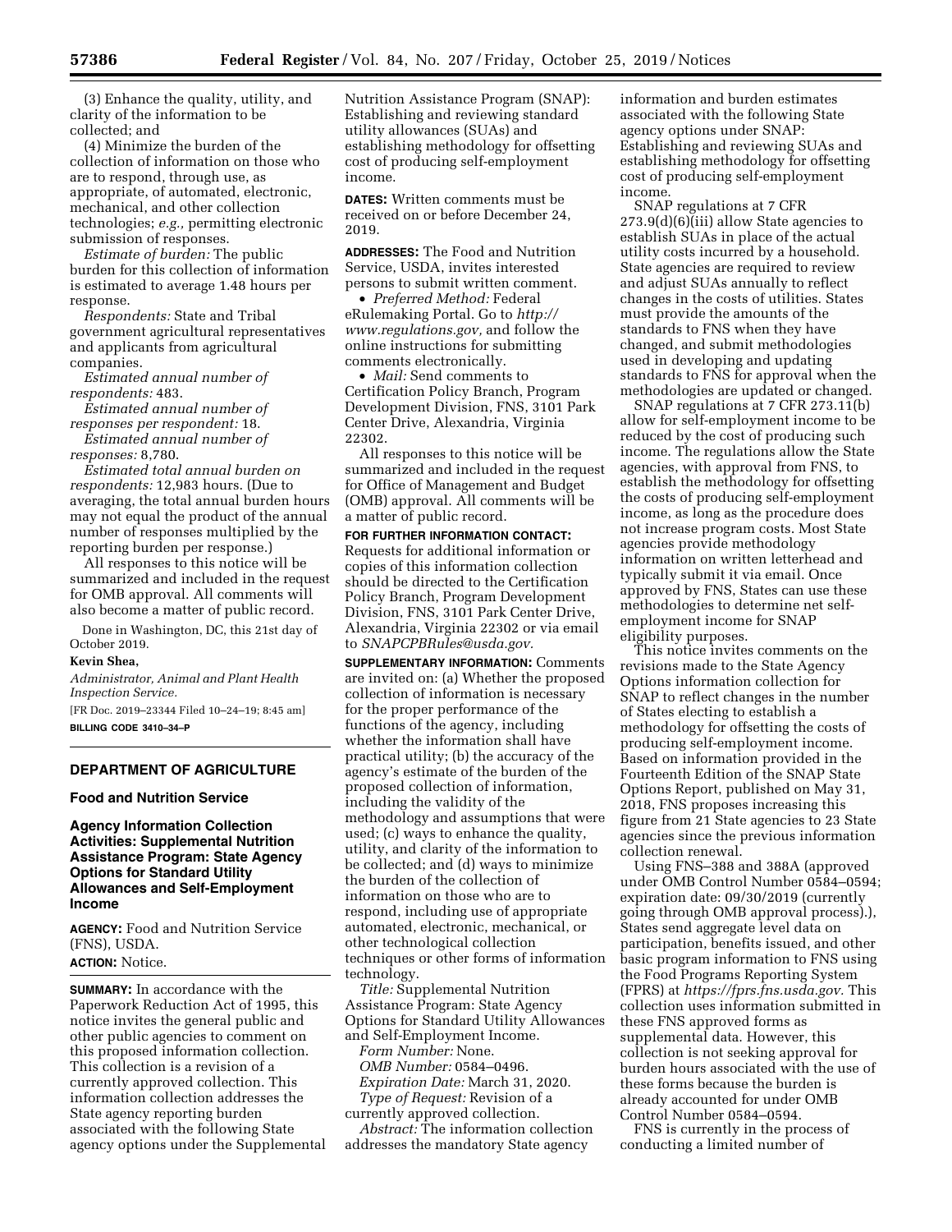(3) Enhance the quality, utility, and clarity of the information to be collected; and

(4) Minimize the burden of the collection of information on those who are to respond, through use, as appropriate, of automated, electronic, mechanical, and other collection technologies; *e.g.,* permitting electronic submission of responses.

*Estimate of burden:* The public burden for this collection of information is estimated to average 1.48 hours per response.

*Respondents:* State and Tribal government agricultural representatives and applicants from agricultural companies.

*Estimated annual number of respondents:* 483.

*Estimated annual number of responses per respondent:* 18.

*Estimated annual number of responses:* 8,780.

*Estimated total annual burden on respondents:* 12,983 hours. (Due to averaging, the total annual burden hours may not equal the product of the annual number of responses multiplied by the reporting burden per response.)

All responses to this notice will be summarized and included in the request for OMB approval. All comments will also become a matter of public record.

Done in Washington, DC, this 21st day of October 2019.

**Kevin Shea,**

*Administrator, Animal and Plant Health Inspection Service.*

[FR Doc. 2019–23344 Filed 10–24–19; 8:45 am]

**BILLING CODE 3410–34–P**

## DEPARTMENT OF AGRICULTURE

### Food and Nutrition Service

### Agency Information Collection Activities: Supplemental Nutrition Assistance Program: State Agency Options for Standard Utility Allowances and Self-Employment Income

**AGENCY:** Food and Nutrition Service (FNS), USDA.

**ACTION:** Notice.

**SUMMARY:** In accordance with the Paperwork Reduction Act of 1995, this notice invites the general public and other public agencies to comment on this proposed information collection. This collection is a revision of a currently approved collection. This information collection addresses the State agency reporting burden associated with the following State agency options under the Supplemental Nutrition Assistance Program (SNAP): Establishing and reviewing standard utility allowances (SUAs) and establishing methodology for offsetting cost of producing self-employment income.

**DATES:** Written comments must be received on or before December 24, 2019.

**ADDRESSES:** The Food and Nutrition Service, USDA, invites interested persons to submit written comment.

- *Preferred Method:* Federal eRulemaking Portal. Go to *http://www.regulations.gov,* and follow the online instructions for submitting comments electronically.
- *Mail:* Send comments to Certification Policy Branch, Program Development Division, FNS, 3101 Park Center Drive, Alexandria, Virginia 22302.

All responses to this notice will be summarized and included in the request for Office of Management and Budget (OMB) approval. All comments will be a matter of public record.

**FOR FURTHER INFORMATION CONTACT:** Requests for additional information or copies of this information collection should be directed to the Certification Policy Branch, Program Development Division, FNS, 3101 Park Center Drive, Alexandria, Virginia 22302 or via email to *SNAPCPBRules@usda.gov.*

**SUPPLEMENTARY INFORMATION:** Comments are invited on: (a) Whether the proposed collection of information is necessary for the proper performance of the functions of the agency, including whether the information shall have practical utility; (b) the accuracy of the agency's estimate of the burden of the proposed collection of information, including the validity of the methodology and assumptions that were used; (c) ways to enhance the quality, utility, and clarity of the information to be collected; and (d) ways to minimize the burden of the collection of information on those who are to respond, including use of appropriate automated, electronic, mechanical, or other technological collection techniques or other forms of information technology.

*Title:* Supplemental Nutrition Assistance Program: State Agency Options for Standard Utility Allowances and Self-Employment Income.

*Form Number:* None.

*OMB Number:* 0584–0496.

*Expiration Date:* March 31, 2020.

*Type of Request:* Revision of a currently approved collection.

*Abstract:* The information collection addresses the mandatory State agency information and burden estimates associated with the following State agency options under SNAP: Establishing and reviewing SUAs and establishing methodology for offsetting cost of producing self-employment income.

SNAP regulations at 7 CFR 273.9(d)(6)(iii) allow State agencies to establish SUAs in place of the actual utility costs incurred by a household. State agencies are required to review and adjust SUAs annually to reflect changes in the costs of utilities. States must provide the amounts of the standards to FNS when they have changed, and submit methodologies used in developing and updating standards to FNS for approval when the methodologies are updated or changed.

SNAP regulations at 7 CFR 273.11(b) allow for self-employment income to be reduced by the cost of producing such income. The regulations allow the State agencies, with approval from FNS, to establish the methodology for offsetting the costs of producing self-employment income, as long as the procedure does not increase program costs. Most State agencies provide methodology information on written letterhead and typically submit it via email. Once approved by FNS, States can use these methodologies to determine net self-employment income for SNAP eligibility purposes.

This notice invites comments on the revisions made to the State Agency Options information collection for SNAP to reflect changes in the number of States electing to establish a methodology for offsetting the costs of producing self-employment income. Based on information provided in the Fourteenth Edition of the SNAP State Options Report, published on May 31, 2018, FNS proposes increasing this figure from 21 State agencies to 23 State agencies since the previous information collection renewal.

Using FNS–388 and 388A (approved under OMB Control Number 0584–0594; expiration date: 09/30/2019 (currently going through OMB approval process).), States send aggregate level data on participation, benefits issued, and other basic program information to FNS using the Food Programs Reporting System (FPRS) at *https://fprs.fns.usda.gov.* This collection uses information submitted in these FNS approved forms as supplemental data. However, this collection is not seeking approval for burden hours associated with the use of these forms because the burden is already accounted for under OMB Control Number 0584–0594.

FNS is currently in the process of conducting a limited number of